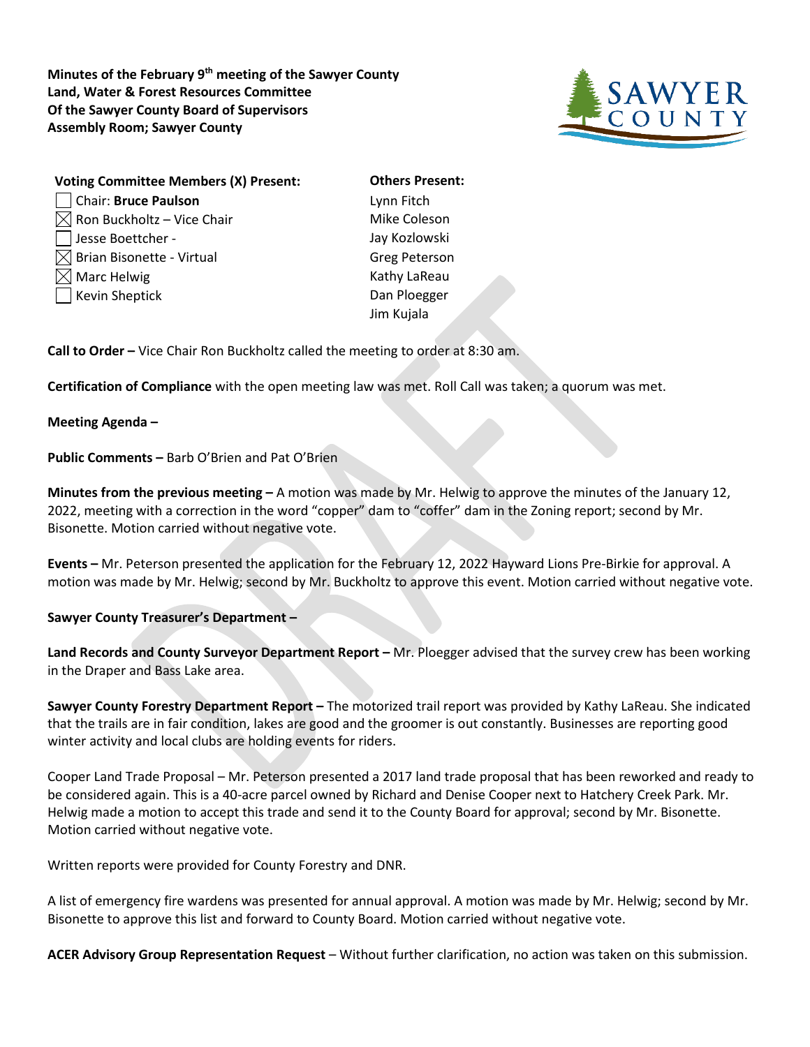**Minutes of the February 9th meeting of the Sawyer County Land, Water & Forest Resources Committee Of the Sawyer County Board of Supervisors Assembly Room; Sawyer County**

**Voting Committee Members (X) Present:**

- [ ] Chair: **Bruce Paulson**
- [x] Ron Buckholtz – Vice Chair
- [ ] Jesse Boettcher -
- [x] Brian Bisonette - Virtual
- [x] Marc Helwig
- [ ] Kevin Sheptick

**Others Present:**

Lynn Fitch
Mike Coleson
Jay Kozlowski
Greg Peterson
Kathy LaReau
Dan Ploegger
Jim Kujala

**Call to Order –** Vice Chair Ron Buckholtz called the meeting to order at 8:30 am.

**Certification of Compliance** with the open meeting law was met. Roll Call was taken; a quorum was met.

**Meeting Agenda –**

**Public Comments –** Barb O'Brien and Pat O'Brien

**Minutes from the previous meeting –** A motion was made by Mr. Helwig to approve the minutes of the January 12, 2022, meeting with a correction in the word "copper" dam to "coffer" dam in the Zoning report; second by Mr. Bisonette. Motion carried without negative vote.

**Events –** Mr. Peterson presented the application for the February 12, 2022 Hayward Lions Pre-Birkie for approval. A motion was made by Mr. Helwig; second by Mr. Buckholtz to approve this event. Motion carried without negative vote.

**Sawyer County Treasurer's Department –**

**Land Records and County Surveyor Department Report –** Mr. Ploegger advised that the survey crew has been working in the Draper and Bass Lake area.

**Sawyer County Forestry Department Report –** The motorized trail report was provided by Kathy LaReau. She indicated that the trails are in fair condition, lakes are good and the groomer is out constantly. Businesses are reporting good winter activity and local clubs are holding events for riders.

Cooper Land Trade Proposal – Mr. Peterson presented a 2017 land trade proposal that has been reworked and ready to be considered again. This is a 40-acre parcel owned by Richard and Denise Cooper next to Hatchery Creek Park. Mr. Helwig made a motion to accept this trade and send it to the County Board for approval; second by Mr. Bisonette. Motion carried without negative vote.

Written reports were provided for County Forestry and DNR.

A list of emergency fire wardens was presented for annual approval. A motion was made by Mr. Helwig; second by Mr. Bisonette to approve this list and forward to County Board. Motion carried without negative vote.

**ACER Advisory Group Representation Request** – Without further clarification, no action was taken on this submission.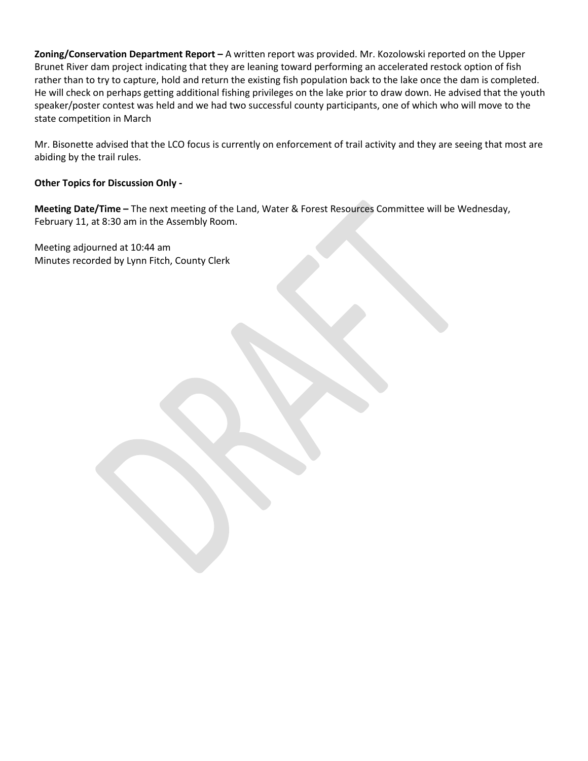**Zoning/Conservation Department Report –** A written report was provided. Mr. Kozolowski reported on the Upper Brunet River dam project indicating that they are leaning toward performing an accelerated restock option of fish rather than to try to capture, hold and return the existing fish population back to the lake once the dam is completed. He will check on perhaps getting additional fishing privileges on the lake prior to draw down. He advised that the youth speaker/poster contest was held and we had two successful county participants, one of which who will move to the state competition in March

Mr. Bisonette advised that the LCO focus is currently on enforcement of trail activity and they are seeing that most are abiding by the trail rules.

**Other Topics for Discussion Only -**

**Meeting Date/Time –** The next meeting of the Land, Water & Forest Resources Committee will be Wednesday, February 11, at 8:30 am in the Assembly Room.

Meeting adjourned at 10:44 am
Minutes recorded by Lynn Fitch, County Clerk